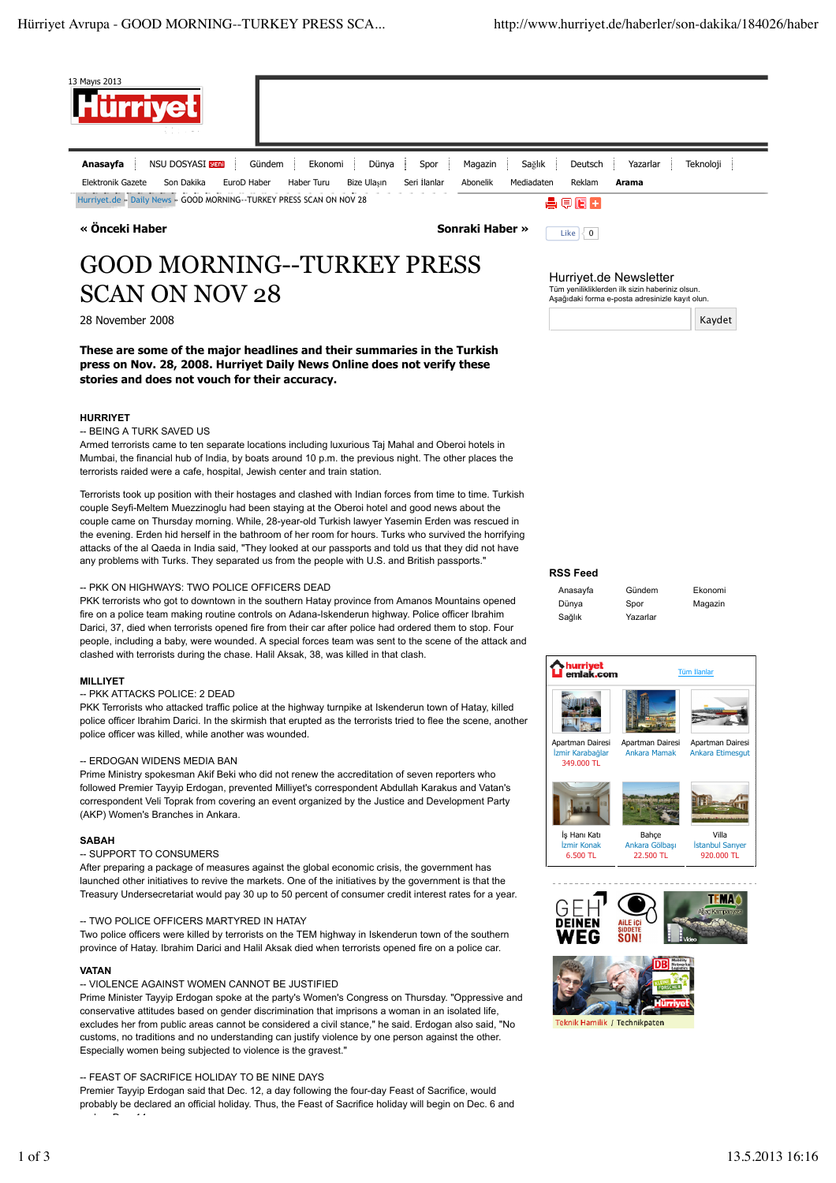# GOOD MORNING--TURKEY PRESS SCAN ON NOV 28

28 November 2008

**These are some of the major headlines and their summaries in the Turkish press on Nov. 28, 2008. Hurriyet Daily News Online does not verify these stories and does not vouch for their accuracy.**

**HURRIYET**

-- BEING A TURK SAVED US

Armed terrorists came to ten separate locations including luxurious Taj Mahal and Oberoi hotels in Mumbai, the financial hub of India, by boats around 10 p.m. the previous night. The other places the terrorists raided were a cafe, hospital, Jewish center and train station.

Terrorists took up position with their hostages and clashed with Indian forces from time to time. Turkish couple Seyfi-Meltem Muezzinoglu had been staying at the Oberoi hotel and good news about the couple came on Thursday morning. While, 28-year-old Turkish lawyer Yasemin Erden was rescued in the evening. Erden hid herself in the bathroom of her room for hours. Turks who survived the horrifying attacks of the al Qaeda in India said, "They looked at our passports and told us that they did not have any problems with Turks. They separated us from the people with U.S. and British passports."

-- PKK ON HIGHWAYS: TWO POLICE OFFICERS DEAD

PKK terrorists who got to downtown in the southern Hatay province from Amanos Mountains opened fire on a police team making routine controls on Adana-Iskenderun highway. Police officer Ibrahim Darici, 37, died when terrorists opened fire from their car after police had ordered them to stop. Four people, including a baby, were wounded. A special forces team was sent to the scene of the attack and clashed with terrorists during the chase. Halil Aksak, 38, was killed in that clash.

**MILLIYET**

-- PKK ATTACKS POLICE: 2 DEAD

PKK Terrorists who attacked traffic police at the highway turnpike at Iskenderun town of Hatay, killed police officer Ibrahim Darici. In the skirmish that erupted as the terrorists tried to flee the scene, another police officer was killed, while another was wounded.

-- ERDOGAN WIDENS MEDIA BAN

Prime Ministry spokesman Akif Beki who did not renew the accreditation of seven reporters who followed Premier Tayyip Erdogan, prevented Milliyet's correspondent Abdullah Karakus and Vatan's correspondent Veli Toprak from covering an event organized by the Justice and Development Party (AKP) Women's Branches in Ankara.

**SABAH**

-- SUPPORT TO CONSUMERS

After preparing a package of measures against the global economic crisis, the government has launched other initiatives to revive the markets. One of the initiatives by the government is that the Treasury Undersecretariat would pay 30 up to 50 percent of consumer credit interest rates for a year.

-- TWO POLICE OFFICERS MARTYRED IN HATAY

Two police officers were killed by terrorists on the TEM highway in Iskenderun town of the southern province of Hatay. Ibrahim Darici and Halil Aksak died when terrorists opened fire on a police car.

**VATAN**

-- VIOLENCE AGAINST WOMEN CANNOT BE JUSTIFIED

Prime Minister Tayyip Erdogan spoke at the party's Women's Congress on Thursday. "Oppressive and conservative attitudes based on gender discrimination that imprisons a woman in an isolated life, excludes her from public areas cannot be considered a civil stance," he said. Erdogan also said, "No customs, no traditions and no understanding can justify violence by one person against the other. Especially women being subjected to violence is the gravest."

-- FEAST OF SACRIFICE HOLIDAY TO BE NINE DAYS

Premier Tayyip Erdogan said that Dec. 12, a day following the four-day Feast of Sacrifice, would probably be declared an official holiday. Thus, the Feast of Sacrifice holiday will begin on Dec. 6 and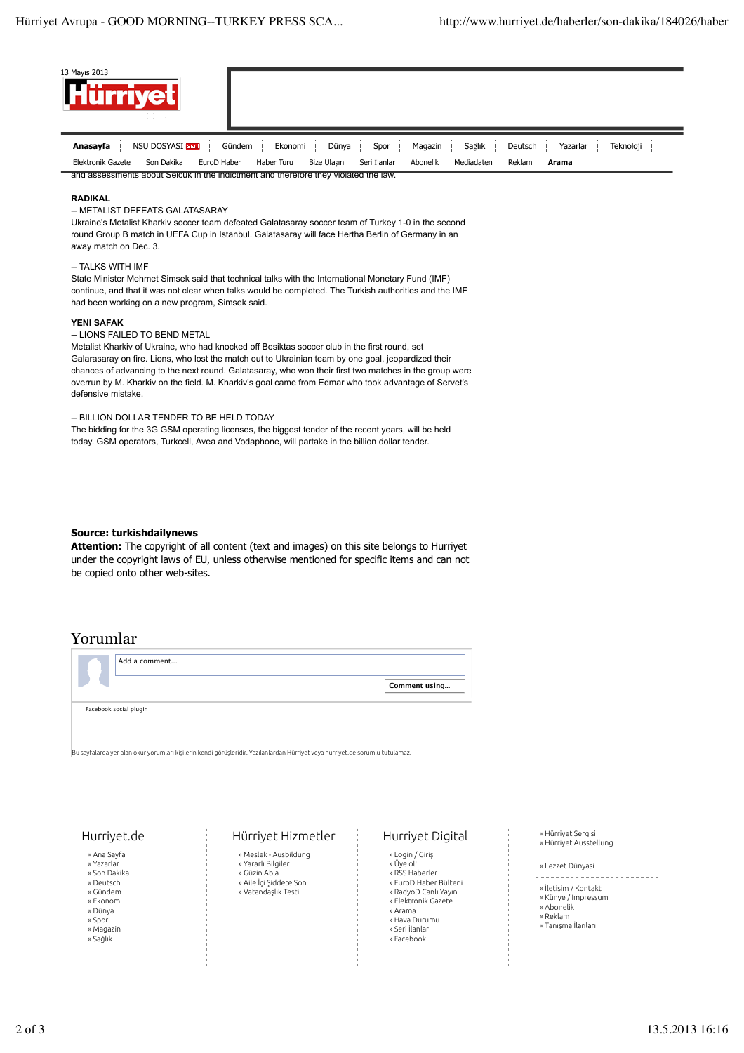13 Mayıs 2013

Anasayfa | NSU DOSYASI YENİ | Gündem | Ekonomi | Dünya | Spor | Magazin | Sağlık | Deutsch | Yazarlar | Teknoloji

Elektronik Gazete | Son Dakika | EuroD Haber | Haber Turu | Bize Ulaşın | Seri İlanlar | Abonelik | Mediadaten | Reklam | **Arama**

and assessments about Selcuk in the indictment and therefore they violated the law.

**RADIKAL**

-- METALIST DEFEATS GALATASARAY

Ukraine's Metalist Kharkiv soccer team defeated Galatasaray soccer team of Turkey 1-0 in the second round Group B match in UEFA Cup in Istanbul. Galatasaray will face Hertha Berlin of Germany in an away match on Dec. 3.

-- TALKS WITH IMF

State Minister Mehmet Simsek said that technical talks with the International Monetary Fund (IMF) continue, and that it was not clear when talks would be completed. The Turkish authorities and the IMF had been working on a new program, Simsek said.

**YENI SAFAK**

-- LIONS FAILED TO BEND METAL

Metalist Kharkiv of Ukraine, who had knocked off Besiktas soccer club in the first round, set Galarasaray on fire. Lions, who lost the match out to Ukrainian team by one goal, jeopardized their chances of advancing to the next round. Galatasaray, who won their first two matches in the group were overrun by M. Kharkiv on the field. M. Kharkiv's goal came from Edmar who took advantage of Servet's defensive mistake.

-- BILLION DOLLAR TENDER TO BE HELD TODAY

The bidding for the 3G GSM operating licenses, the biggest tender of the recent years, will be held today. GSM operators, Turkcell, Avea and Vodaphone, will partake in the billion dollar tender.

**Source: turkishdailynews**

**Attention:** The copyright of all content (text and images) on this site belongs to Hurriyet under the copyright laws of EU, unless otherwise mentioned for specific items and can not be copied onto other web-sites.

## Yorumlar

Add a comment...

Comment using...

Facebook social plugin

Bu sayfalarda yer alan okur yorumları kişilerin kendi görüşleridir. Yazılanlardan Hürriyet veya hurriyet.de sorumlu tutulamaz.

### Hurriyet.de

- » Ana Sayfa
- » Yazarlar
- » Son Dakika
- » Deutsch
- » Gündem
- » Ekonomi
- » Dünya
- » Spor
- » Magazin
- » Sağlık

### Hürriyet Hizmetler

- » Meslek - Ausbildung
- » Yararlı Bilgiler
- » Güzin Abla
- » Aile İçi Şiddete Son
- » Vatandaşlık Testi

### Hurriyet Digital

- » Login / Giriş
- » Üye ol!
- » RSS Haberler
- » EuroD Haber Bülteni
- » RadyoD Canlı Yayın
- » Elektronik Gazete
- » Arama
- » Hava Durumu
- » Seri İlanlar
- » Facebook

- » Hürriyet Sergisi
- » Hürriyet Ausstellung

- » Lezzet Dünyasi

- » İletişim / Kontakt
- » Künye / Impressum
- » Abonelik
- » Reklam
- » Tanışma İlanları